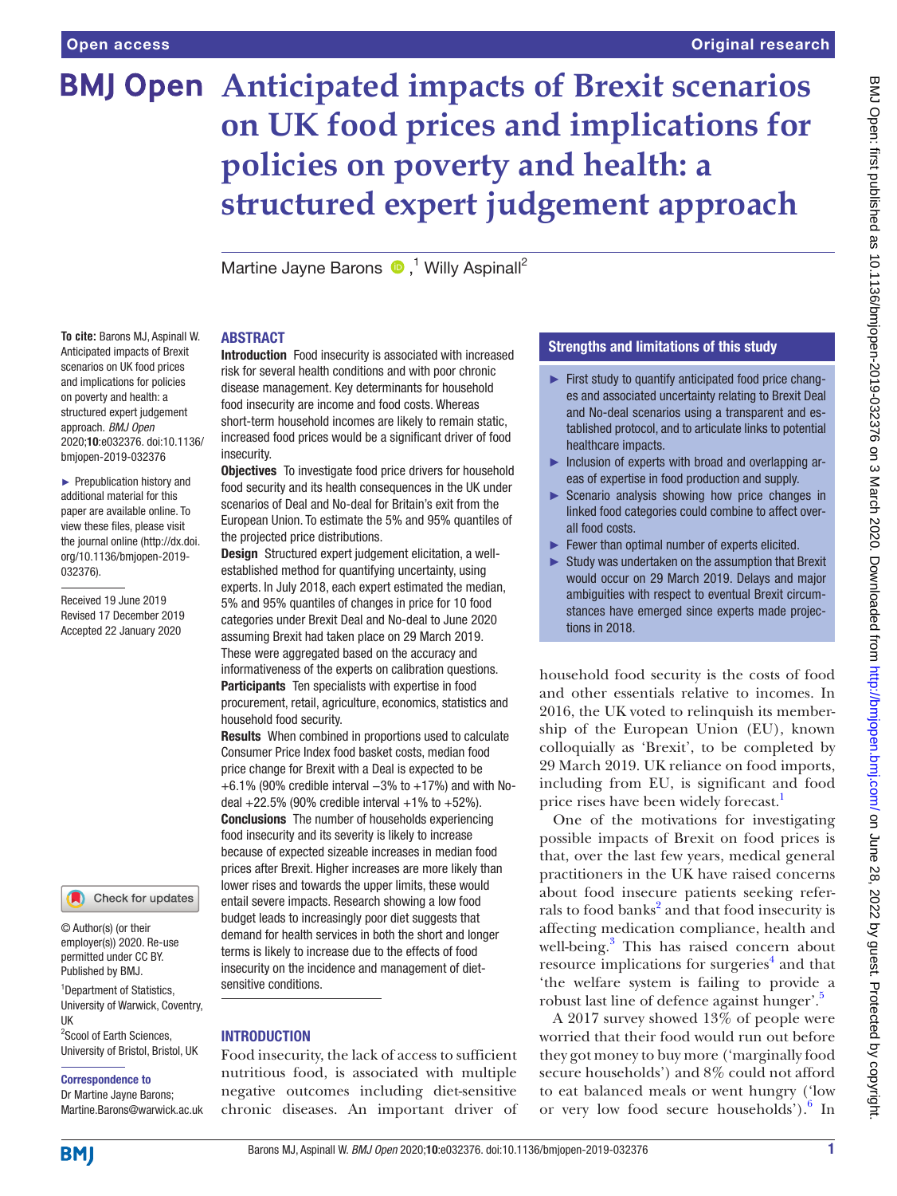# Anticipated impacts of Brexit scenarios on UK food prices and implications for policies on poverty and health: a structured expert judgement approach

Martine Jayne Barons [1], Willy Aspinall [2]

**To cite:** Barons MJ, Aspinall W. Anticipated impacts of Brexit scenarios on UK food prices and implications for policies on poverty and health: a structured expert judgement approach. *BMJ Open* 2020;**10**:e032376. doi:10.1136/bmjopen-2019-032376

► Prepublication history and additional material for this paper are available online. To view these files, please visit the journal online (http://dx.doi.org/10.1136/bmjopen-2019-032376).

Received 19 June 2019
Revised 17 December 2019
Accepted 22 January 2020

© Author(s) (or their employer(s)) 2020. Re-use permitted under CC BY. Published by BMJ.

[1] Department of Statistics, University of Warwick, Coventry, UK
[2] Scool of Earth Sciences, University of Bristol, Bristol, UK

**Correspondence to**
Dr Martine Jayne Barons; Martine.Barons@warwick.ac.uk

## ABSTRACT

**Introduction** Food insecurity is associated with increased risk for several health conditions and with poor chronic disease management. Key determinants for household food insecurity are income and food costs. Whereas short-term household incomes are likely to remain static, increased food prices would be a significant driver of food insecurity.

**Objectives** To investigate food price drivers for household food security and its health consequences in the UK under scenarios of Deal and No-deal for Britain's exit from the European Union. To estimate the 5% and 95% quantiles of the projected price distributions.

**Design** Structured expert judgement elicitation, a well-established method for quantifying uncertainty, using experts. In July 2018, each expert estimated the median, 5% and 95% quantiles of changes in price for 10 food categories under Brexit Deal and No-deal to June 2020 assuming Brexit had taken place on 29 March 2019. These were aggregated based on the accuracy and informativeness of the experts on calibration questions.

**Participants** Ten specialists with expertise in food procurement, retail, agriculture, economics, statistics and household food security.

**Results** When combined in proportions used to calculate Consumer Price Index food basket costs, median food price change for Brexit with a Deal is expected to be +6.1% (90% credible interval −3% to +17%) and with No-deal +22.5% (90% credible interval +1% to +52%).

**Conclusions** The number of households experiencing food insecurity and its severity is likely to increase because of expected sizeable increases in median food prices after Brexit. Higher increases are more likely than lower rises and towards the upper limits, these would entail severe impacts. Research showing a low food budget leads to increasingly poor diet suggests that demand for health services in both the short and longer terms is likely to increase due to the effects of food insecurity on the incidence and management of diet-sensitive conditions.

## Strengths and limitations of this study

- ► First study to quantify anticipated food price changes and associated uncertainty relating to Brexit Deal and No-deal scenarios using a transparent and established protocol, and to articulate links to potential healthcare impacts.
- ► Inclusion of experts with broad and overlapping areas of expertise in food production and supply.
- ► Scenario analysis showing how price changes in linked food categories could combine to affect overall food costs.
- ► Fewer than optimal number of experts elicited.
- ► Study was undertaken on the assumption that Brexit would occur on 29 March 2019. Delays and major ambiguities with respect to eventual Brexit circumstances have emerged since experts made projections in 2018.

## INTRODUCTION

Food insecurity, the lack of access to sufficient nutritious food, is associated with multiple negative outcomes including diet-sensitive chronic diseases. An important driver of household food security is the costs of food and other essentials relative to incomes. In 2016, the UK voted to relinquish its membership of the European Union (EU), known colloquially as 'Brexit', to be completed by 29 March 2019. UK reliance on food imports, including from EU, is significant and food price rises have been widely forecast.[1]

One of the motivations for investigating possible impacts of Brexit on food prices is that, over the last few years, medical general practitioners in the UK have raised concerns about food insecure patients seeking referrals to food banks[2] and that food insecurity is affecting medication compliance, health and well-being.[3] This has raised concern about resource implications for surgeries[4] and that 'the welfare system is failing to provide a robust last line of defence against hunger'.[5]

A 2017 survey showed 13% of people were worried that their food would run out before they got money to buy more ('marginally food secure households') and 8% could not afford to eat balanced meals or went hungry ('low or very low food secure households').[6] In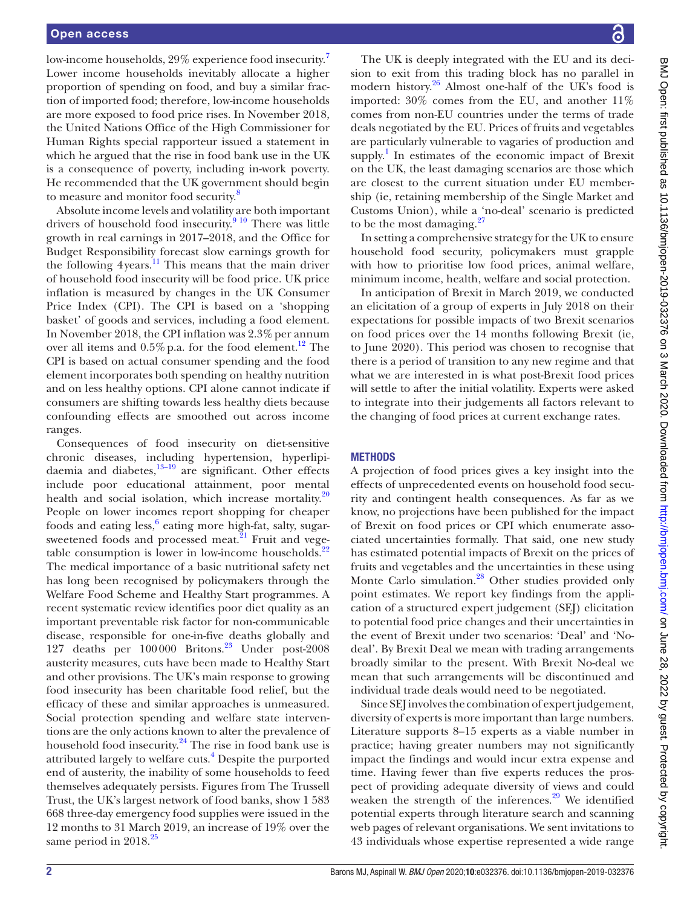low-income households, 29% experience food insecurity.[7] Lower income households inevitably allocate a higher proportion of spending on food, and buy a similar fraction of imported food; therefore, low-income households are more exposed to food price rises. In November 2018, the United Nations Office of the High Commissioner for Human Rights special rapporteur issued a statement in which he argued that the rise in food bank use in the UK is a consequence of poverty, including in-work poverty. He recommended that the UK government should begin to measure and monitor food security.[8]

Absolute income levels and volatility are both important drivers of household food insecurity.[9 10] There was little growth in real earnings in 2017–2018, and the Office for Budget Responsibility forecast slow earnings growth for the following 4years.[11] This means that the main driver of household food insecurity will be food price. UK price inflation is measured by changes in the UK Consumer Price Index (CPI). The CPI is based on a 'shopping basket' of goods and services, including a food element. In November 2018, the CPI inflation was 2.3% per annum over all items and 0.5% p.a. for the food element.[12] The CPI is based on actual consumer spending and the food element incorporates both spending on healthy nutrition and on less healthy options. CPI alone cannot indicate if consumers are shifting towards less healthy diets because confounding effects are smoothed out across income ranges.

Consequences of food insecurity on diet-sensitive chronic diseases, including hypertension, hyperlipidaemia and diabetes,[13–19] are significant. Other effects include poor educational attainment, poor mental health and social isolation, which increase mortality.[20] People on lower incomes report shopping for cheaper foods and eating less,[6] eating more high-fat, salty, sugar-sweetened foods and processed meat.[21] Fruit and vegetable consumption is lower in low-income households.[22] The medical importance of a basic nutritional safety net has long been recognised by policymakers through the Welfare Food Scheme and Healthy Start programmes. A recent systematic review identifies poor diet quality as an important preventable risk factor for non-communicable disease, responsible for one-in-five deaths globally and 127 deaths per 100000 Britons.[23] Under post-2008 austerity measures, cuts have been made to Healthy Start and other provisions. The UK's main response to growing food insecurity has been charitable food relief, but the efficacy of these and similar approaches is unmeasured. Social protection spending and welfare state interventions are the only actions known to alter the prevalence of household food insecurity.[24] The rise in food bank use is attributed largely to welfare cuts.[4] Despite the purported end of austerity, the inability of some households to feed themselves adequately persists. Figures from The Trussell Trust, the UK's largest network of food banks, show 1 583 668 three-day emergency food supplies were issued in the 12 months to 31 March 2019, an increase of 19% over the same period in 2018.[25]

The UK is deeply integrated with the EU and its decision to exit from this trading block has no parallel in modern history.[26] Almost one-half of the UK's food is imported: 30% comes from the EU, and another 11% comes from non-EU countries under the terms of trade deals negotiated by the EU. Prices of fruits and vegetables are particularly vulnerable to vagaries of production and supply.[1] In estimates of the economic impact of Brexit on the UK, the least damaging scenarios are those which are closest to the current situation under EU membership (ie, retaining membership of the Single Market and Customs Union), while a 'no-deal' scenario is predicted to be the most damaging.[27]

In setting a comprehensive strategy for the UK to ensure household food security, policymakers must grapple with how to prioritise low food prices, animal welfare, minimum income, health, welfare and social protection.

In anticipation of Brexit in March 2019, we conducted an elicitation of a group of experts in July 2018 on their expectations for possible impacts of two Brexit scenarios on food prices over the 14 months following Brexit (ie, to June 2020). This period was chosen to recognise that there is a period of transition to any new regime and that what we are interested in is what post-Brexit food prices will settle to after the initial volatility. Experts were asked to integrate into their judgements all factors relevant to the changing of food prices at current exchange rates.

## METHODS

A projection of food prices gives a key insight into the effects of unprecedented events on household food security and contingent health consequences. As far as we know, no projections have been published for the impact of Brexit on food prices or CPI which enumerate associated uncertainties formally. That said, one new study has estimated potential impacts of Brexit on the prices of fruits and vegetables and the uncertainties in these using Monte Carlo simulation.[28] Other studies provided only point estimates. We report key findings from the application of a structured expert judgement (SEJ) elicitation to potential food price changes and their uncertainties in the event of Brexit under two scenarios: 'Deal' and 'No-deal'. By Brexit Deal we mean with trading arrangements broadly similar to the present. With Brexit No-deal we mean that such arrangements will be discontinued and individual trade deals would need to be negotiated.

Since SEJ involves the combination of expert judgement, diversity of experts is more important than large numbers. Literature supports 8–15 experts as a viable number in practice; having greater numbers may not significantly impact the findings and would incur extra expense and time. Having fewer than five experts reduces the prospect of providing adequate diversity of views and could weaken the strength of the inferences.[29] We identified potential experts through literature search and scanning web pages of relevant organisations. We sent invitations to 43 individuals whose expertise represented a wide range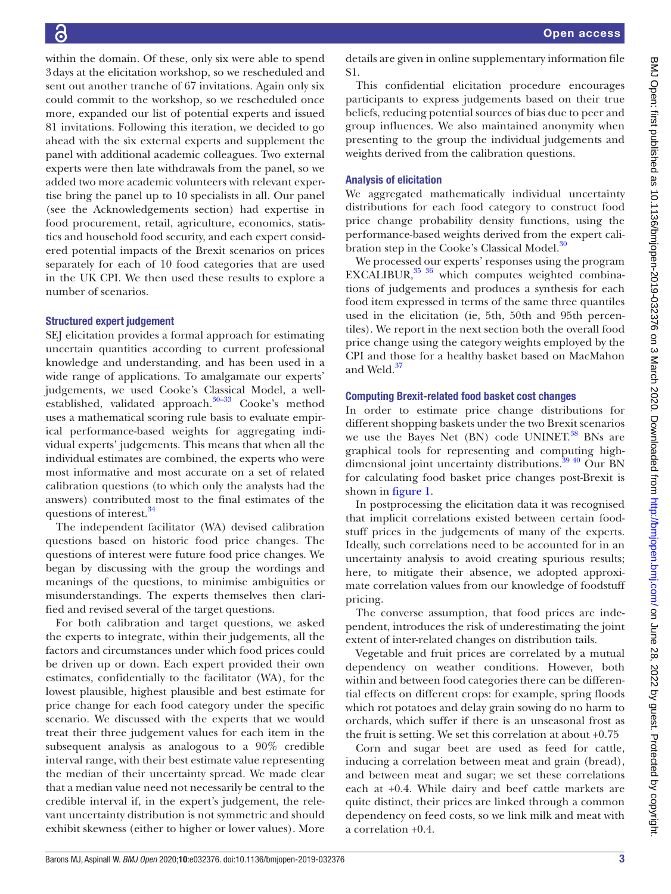within the domain. Of these, only six were able to spend 3 days at the elicitation workshop, so we rescheduled and sent out another tranche of 67 invitations. Again only six could commit to the workshop, so we rescheduled once more, expanded our list of potential experts and issued 81 invitations. Following this iteration, we decided to go ahead with the six external experts and supplement the panel with additional academic colleagues. Two external experts were then late withdrawals from the panel, so we added two more academic volunteers with relevant expertise bring the panel up to 10 specialists in all. Our panel (see the Acknowledgements section) had expertise in food procurement, retail, agriculture, economics, statistics and household food security, and each expert considered potential impacts of the Brexit scenarios on prices separately for each of 10 food categories that are used in the UK CPI. We then used these results to explore a number of scenarios.

### Structured expert judgement

SEJ elicitation provides a formal approach for estimating uncertain quantities according to current professional knowledge and understanding, and has been used in a wide range of applications. To amalgamate our experts' judgements, we used Cooke's Classical Model, a well-established, validated approach.[30–33] Cooke's method uses a mathematical scoring rule basis to evaluate empirical performance-based weights for aggregating individual experts' judgements. This means that when all the individual estimates are combined, the experts who were most informative and most accurate on a set of related calibration questions (to which only the analysts had the answers) contributed most to the final estimates of the questions of interest.[34]

The independent facilitator (WA) devised calibration questions based on historic food price changes. The questions of interest were future food price changes. We began by discussing with the group the wordings and meanings of the questions, to minimise ambiguities or misunderstandings. The experts themselves then clarified and revised several of the target questions.

For both calibration and target questions, we asked the experts to integrate, within their judgements, all the factors and circumstances under which food prices could be driven up or down. Each expert provided their own estimates, confidentially to the facilitator (WA), for the lowest plausible, highest plausible and best estimate for price change for each food category under the specific scenario. We discussed with the experts that we would treat their three judgement values for each item in the subsequent analysis as analogous to a 90% credible interval range, with their best estimate value representing the median of their uncertainty spread. We made clear that a median value need not necessarily be central to the credible interval if, in the expert's judgement, the relevant uncertainty distribution is not symmetric and should exhibit skewness (either to higher or lower values). More details are given in online supplementary information file S1.

This confidential elicitation procedure encourages participants to express judgements based on their true beliefs, reducing potential sources of bias due to peer and group influences. We also maintained anonymity when presenting to the group the individual judgements and weights derived from the calibration questions.

### Analysis of elicitation

We aggregated mathematically individual uncertainty distributions for each food category to construct food price change probability density functions, using the performance-based weights derived from the expert calibration step in the Cooke's Classical Model.[30]

We processed our experts' responses using the program EXCALIBUR,[35 36] which computes weighted combinations of judgements and produces a synthesis for each food item expressed in terms of the same three quantiles used in the elicitation (ie, 5th, 50th and 95th percentiles). We report in the next section both the overall food price change using the category weights employed by the CPI and those for a healthy basket based on MacMahon and Weld.[37]

### Computing Brexit-related food basket cost changes

In order to estimate price change distributions for different shopping baskets under the two Brexit scenarios we use the Bayes Net (BN) code UNINET.[38] BNs are graphical tools for representing and computing high-dimensional joint uncertainty distributions.[39 40] Our BN for calculating food basket price changes post-Brexit is shown in figure 1.

In postprocessing the elicitation data it was recognised that implicit correlations existed between certain foodstuff prices in the judgements of many of the experts. Ideally, such correlations need to be accounted for in an uncertainty analysis to avoid creating spurious results; here, to mitigate their absence, we adopted approximate correlation values from our knowledge of foodstuff pricing.

The converse assumption, that food prices are independent, introduces the risk of underestimating the joint extent of inter-related changes on distribution tails.

Vegetable and fruit prices are correlated by a mutual dependency on weather conditions. However, both within and between food categories there can be differential effects on different crops: for example, spring floods which rot potatoes and delay grain sowing do no harm to orchards, which suffer if there is an unseasonal frost as the fruit is setting. We set this correlation at about +0.75

Corn and sugar beet are used as feed for cattle, inducing a correlation between meat and grain (bread), and between meat and sugar; we set these correlations each at +0.4. While dairy and beef cattle markets are quite distinct, their prices are linked through a common dependency on feed costs, so we link milk and meat with a correlation +0.4.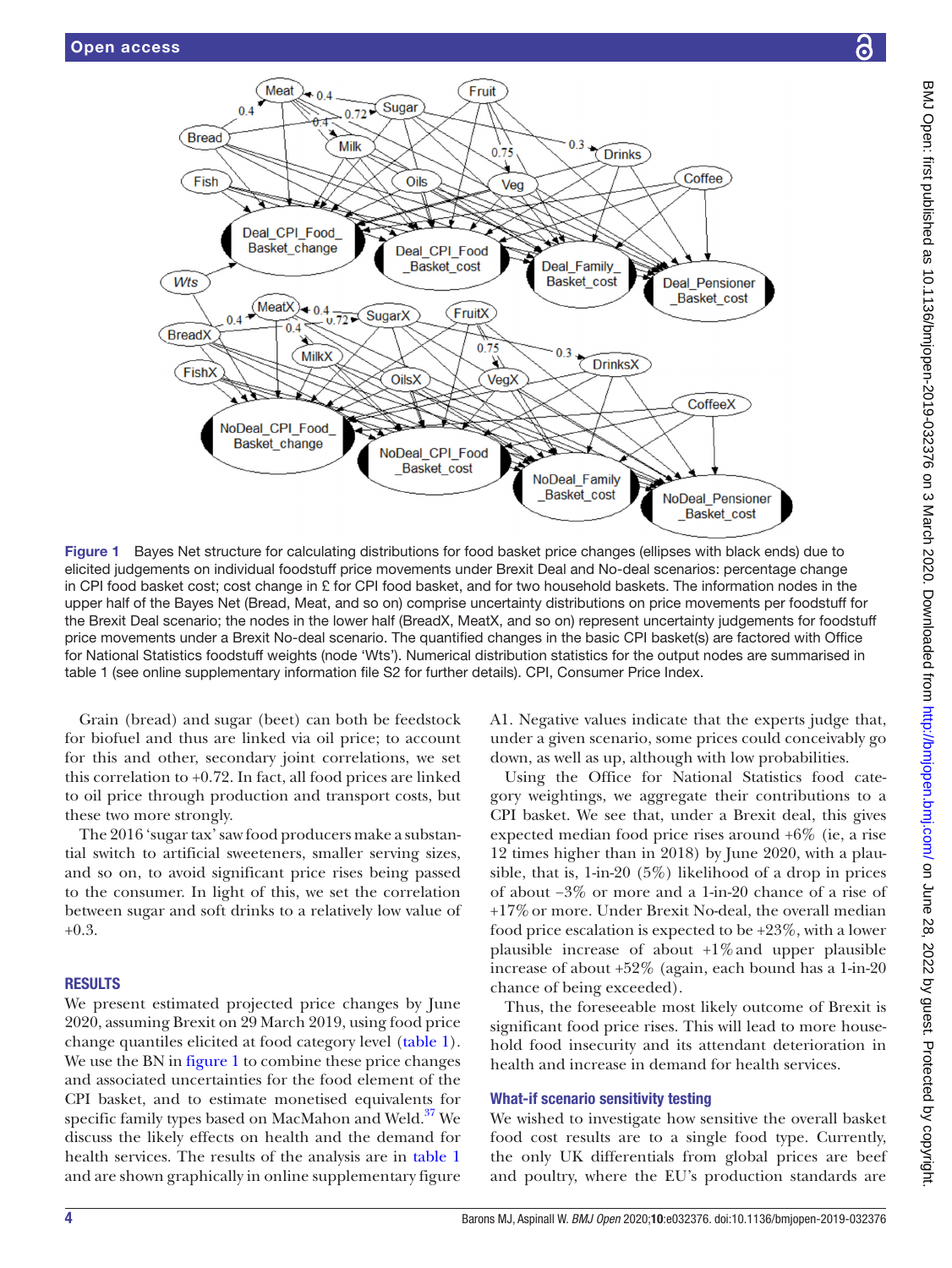Figure 1 Bayes Net structure for calculating distributions for food basket price changes (ellipses with black ends) due to elicited judgements on individual foodstuff price movements under Brexit Deal and No-deal scenarios: percentage change in CPI food basket cost; cost change in £ for CPI food basket, and for two household baskets. The information nodes in the upper half of the Bayes Net (Bread, Meat, and so on) comprise uncertainty distributions on price movements per foodstuff for the Brexit Deal scenario; the nodes in the lower half (BreadX, MeatX, and so on) represent uncertainty judgements for foodstuff price movements under a Brexit No-deal scenario. The quantified changes in the basic CPI basket(s) are factored with Office for National Statistics foodstuff weights (node 'Wts'). Numerical distribution statistics for the output nodes are summarised in table 1 (see online supplementary information file S2 for further details). CPI, Consumer Price Index.

Grain (bread) and sugar (beet) can both be feedstock for biofuel and thus are linked via oil price; to account for this and other, secondary joint correlations, we set this correlation to +0.72. In fact, all food prices are linked to oil price through production and transport costs, but these two more strongly.

The 2016 'sugar tax' saw food producers make a substantial switch to artificial sweeteners, smaller serving sizes, and so on, to avoid significant price rises being passed to the consumer. In light of this, we set the correlation between sugar and soft drinks to a relatively low value of +0.3.

## RESULTS

We present estimated projected price changes by June 2020, assuming Brexit on 29 March 2019, using food price change quantiles elicited at food category level (table 1). We use the BN in figure 1 to combine these price changes and associated uncertainties for the food element of the CPI basket, and to estimate monetised equivalents for specific family types based on MacMahon and Weld.[37] We discuss the likely effects on health and the demand for health services. The results of the analysis are in table 1 and are shown graphically in online supplementary figure A1. Negative values indicate that the experts judge that, under a given scenario, some prices could conceivably go down, as well as up, although with low probabilities.

Using the Office for National Statistics food category weightings, we aggregate their contributions to a CPI basket. We see that, under a Brexit deal, this gives expected median food price rises around +6% (ie, a rise 12 times higher than in 2018) by June 2020, with a plausible, that is, 1-in-20 (5%) likelihood of a drop in prices of about −3% or more and a 1-in-20 chance of a rise of +17% or more. Under Brexit No-deal, the overall median food price escalation is expected to be +23%, with a lower plausible increase of about +1% and upper plausible increase of about +52% (again, each bound has a 1-in-20 chance of being exceeded).

Thus, the foreseeable most likely outcome of Brexit is significant food price rises. This will lead to more household food insecurity and its attendant deterioration in health and increase in demand for health services.

### What-if scenario sensitivity testing

We wished to investigate how sensitive the overall basket food cost results are to a single food type. Currently, the only UK differentials from global prices are beef and poultry, where the EU's production standards are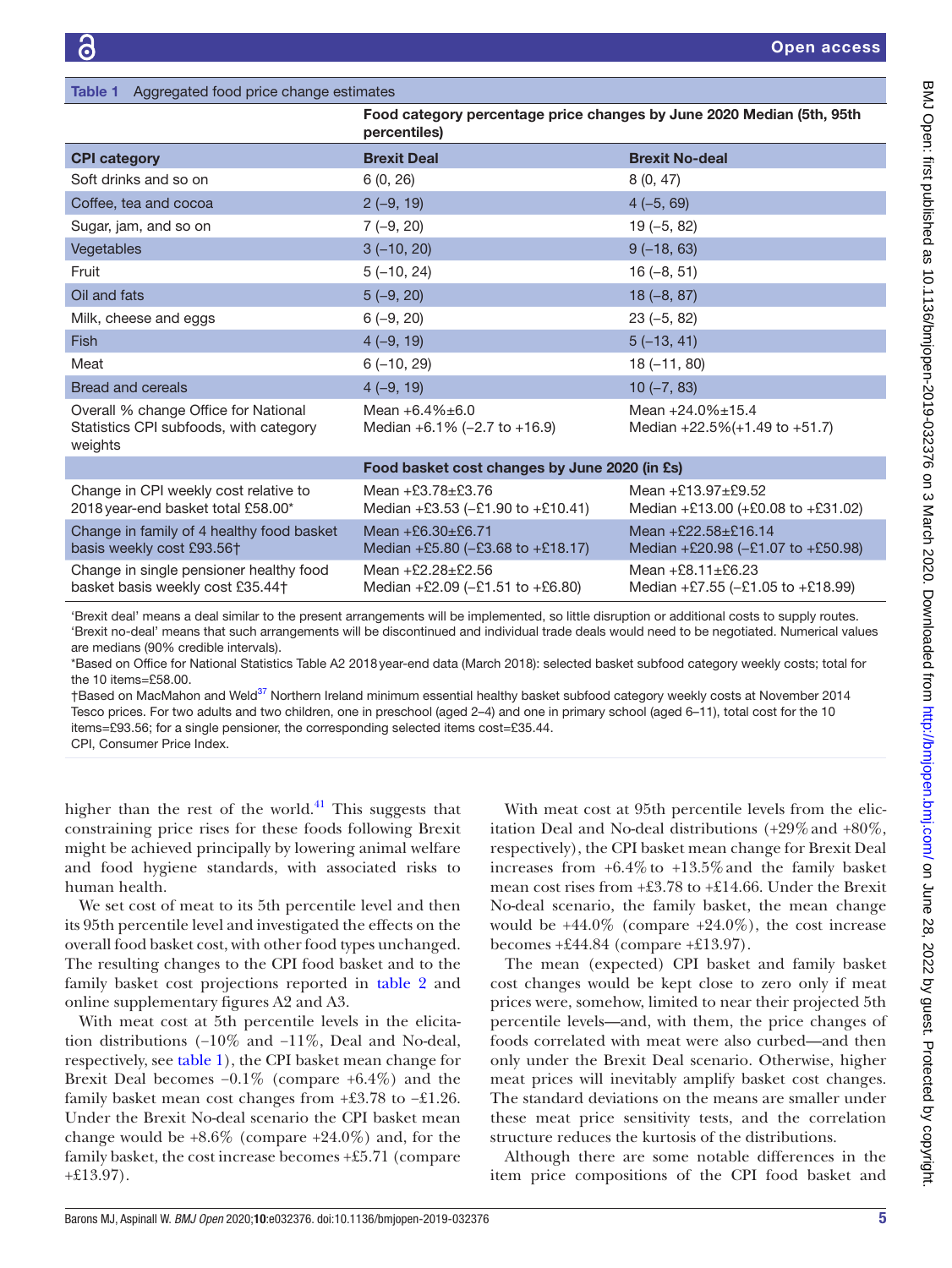Table 1 Aggregated food price change estimates

| | Food category percentage price changes by June 2020 Median (5th, 95th percentiles) | |
|---|---|---|
| **CPI category** | **Brexit Deal** | **Brexit No-deal** |
| Soft drinks and so on | 6 (0, 26) | 8 (0, 47) |
| Coffee, tea and cocoa | 2 (–9, 19) | 4 (–5, 69) |
| Sugar, jam, and so on | 7 (–9, 20) | 19 (–5, 82) |
| Vegetables | 3 (–10, 20) | 9 (–18, 63) |
| Fruit | 5 (–10, 24) | 16 (–8, 51) |
| Oil and fats | 5 (–9, 20) | 18 (–8, 87) |
| Milk, cheese and eggs | 6 (–9, 20) | 23 (–5, 82) |
| Fish | 4 (–9, 19) | 5 (–13, 41) |
| Meat | 6 (–10, 29) | 18 (–11, 80) |
| Bread and cereals | 4 (–9, 19) | 10 (–7, 83) |
| Overall % change Office for National Statistics CPI subfoods, with category weights | Mean +6.4%±6.0 Median +6.1% (–2.7 to +16.9) | Mean +24.0%±15.4 Median +22.5%(+1.49 to +51.7) |
| | **Food basket cost changes by June 2020 (in £s)** | |
| Change in CPI weekly cost relative to 2018 year-end basket total £58.00* | Mean +£3.78±£3.76 Median +£3.53 (–£1.90 to +£10.41) | Mean +£13.97±£9.52 Median +£13.00 (+£0.08 to +£31.02) |
| Change in family of 4 healthy food basket basis weekly cost £93.56† | Mean +£6.30±£6.71 Median +£5.80 (–£3.68 to +£18.17) | Mean +£22.58±£16.14 Median +£20.98 (–£1.07 to +£50.98) |
| Change in single pensioner healthy food basket basis weekly cost £35.44† | Mean +£2.28±£2.56 Median +£2.09 (–£1.51 to +£6.80) | Mean +£8.11±£6.23 Median +£7.55 (–£1.05 to +£18.99) |

'Brexit deal' means a deal similar to the present arrangements will be implemented, so little disruption or additional costs to supply routes. 'Brexit no-deal' means that such arrangements will be discontinued and individual trade deals would need to be negotiated. Numerical values are medians (90% credible intervals).

*Based on Office for National Statistics Table A2 2018 year-end data (March 2018): selected basket subfood category weekly costs; total for the 10 items=£58.00.

†Based on MacMahon and Weld[37] Northern Ireland minimum essential healthy basket subfood category weekly costs at November 2014 Tesco prices. For two adults and two children, one in preschool (aged 2–4) and one in primary school (aged 6–11), total cost for the 10 items=£93.56; for a single pensioner, the corresponding selected items cost=£35.44.

CPI, Consumer Price Index.

higher than the rest of the world.[41] This suggests that constraining price rises for these foods following Brexit might be achieved principally by lowering animal welfare and food hygiene standards, with associated risks to human health.

We set cost of meat to its 5th percentile level and then its 95th percentile level and investigated the effects on the overall food basket cost, with other food types unchanged. The resulting changes to the CPI food basket and to the family basket cost projections reported in table 2 and online supplementary figures A2 and A3.

With meat cost at 5th percentile levels in the elicitation distributions (−10% and −11%, Deal and No-deal, respectively, see table 1), the CPI basket mean change for Brexit Deal becomes −0.1% (compare +6.4%) and the family basket mean cost changes from +£3.78 to −£1.26. Under the Brexit No-deal scenario the CPI basket mean change would be +8.6% (compare +24.0%) and, for the family basket, the cost increase becomes +£5.71 (compare +£13.97).

With meat cost at 95th percentile levels from the elicitation Deal and No-deal distributions (+29% and +80%, respectively), the CPI basket mean change for Brexit Deal increases from +6.4% to +13.5% and the family basket mean cost rises from +£3.78 to +£14.66. Under the Brexit No-deal scenario, the family basket, the mean change would be +44.0% (compare +24.0%), the cost increase becomes +£44.84 (compare +£13.97).

The mean (expected) CPI basket and family basket cost changes would be kept close to zero only if meat prices were, somehow, limited to near their projected 5th percentile levels—and, with them, the price changes of foods correlated with meat were also curbed—and then only under the Brexit Deal scenario. Otherwise, higher meat prices will inevitably amplify basket cost changes. The standard deviations on the means are smaller under these meat price sensitivity tests, and the correlation structure reduces the kurtosis of the distributions.

Although there are some notable differences in the item price compositions of the CPI food basket and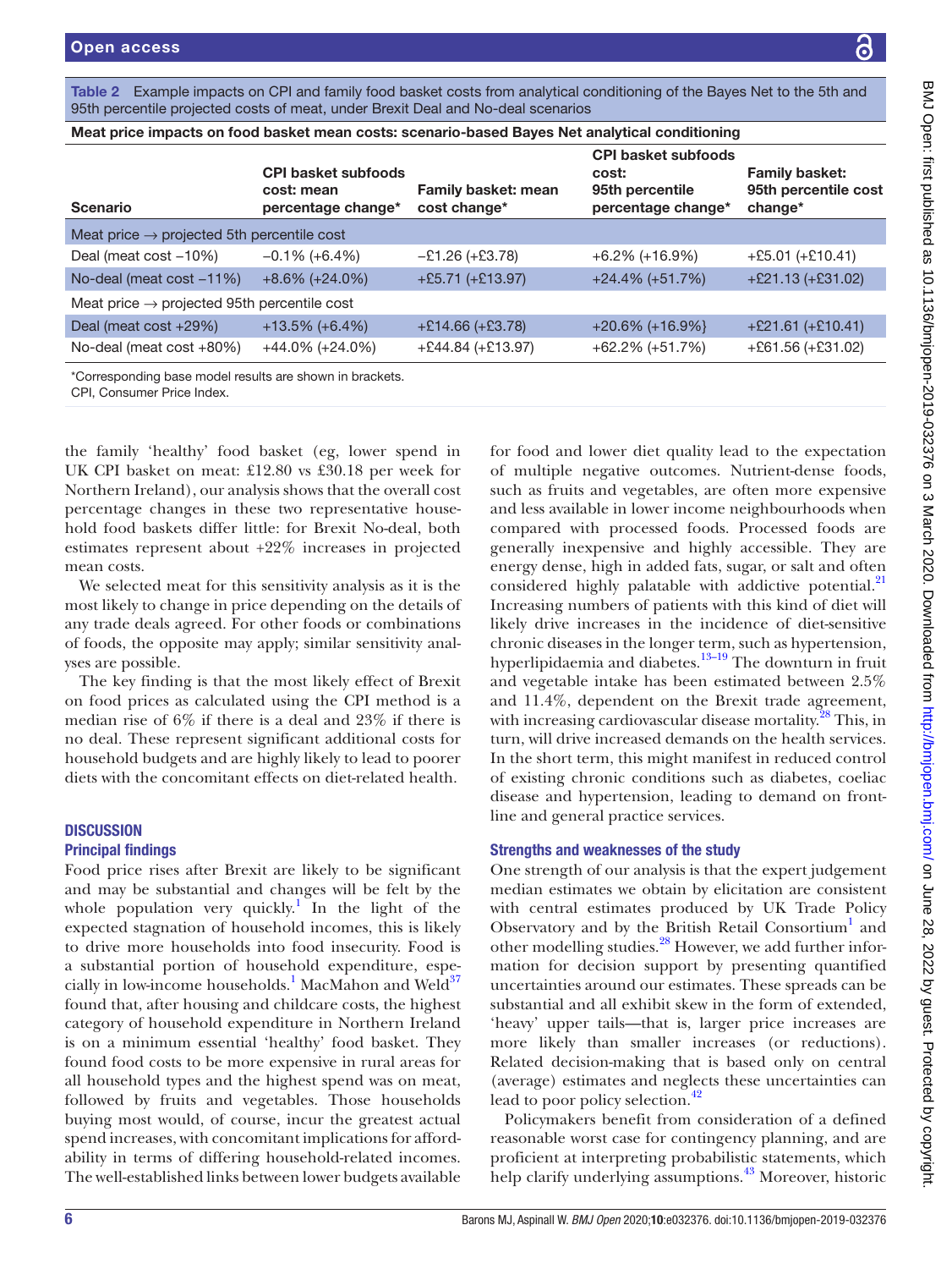Table 2 Example impacts on CPI and family food basket costs from analytical conditioning of the Bayes Net to the 5th and 95th percentile projected costs of meat, under Brexit Deal and No-deal scenarios

| Meat price impacts on food basket mean costs: scenario-based Bayes Net analytical conditioning | | | | |
|---|---|---|---|---|
| Scenario | CPI basket subfoods cost: mean percentage change* | Family basket: mean cost change* | CPI basket subfoods cost: 95th percentile percentage change* | Family basket: 95th percentile cost change* |
| Meat price → projected 5th percentile cost | | | | |
| Deal (meat cost −10%) | −0.1% (+6.4%) | −£1.26 (+£3.78) | +6.2% (+16.9%) | +£5.01 (+£10.41) |
| No-deal (meat cost −11%) | +8.6% (+24.0%) | +£5.71 (+£13.97) | +24.4% (+51.7%) | +£21.13 (+£31.02) |
| Meat price → projected 95th percentile cost | | | | |
| Deal (meat cost +29%) | +13.5% (+6.4%) | +£14.66 (+£3.78) | +20.6% (+16.9%} | +£21.61 (+£10.41) |
| No-deal (meat cost +80%) | +44.0% (+24.0%) | +£44.84 (+£13.97) | +62.2% (+51.7%) | +£61.56 (+£31.02) |

*Corresponding base model results are shown in brackets.
CPI, Consumer Price Index.

the family 'healthy' food basket (eg, lower spend in UK CPI basket on meat: £12.80 vs £30.18 per week for Northern Ireland), our analysis shows that the overall cost percentage changes in these two representative household food baskets differ little: for Brexit No-deal, both estimates represent about +22% increases in projected mean costs.

We selected meat for this sensitivity analysis as it is the most likely to change in price depending on the details of any trade deals agreed. For other foods or combinations of foods, the opposite may apply; similar sensitivity analyses are possible.

The key finding is that the most likely effect of Brexit on food prices as calculated using the CPI method is a median rise of 6% if there is a deal and 23% if there is no deal. These represent significant additional costs for household budgets and are highly likely to lead to poorer diets with the concomitant effects on diet-related health.

## DISCUSSION

### Principal findings

Food price rises after Brexit are likely to be significant and may be substantial and changes will be felt by the whole population very quickly.[1] In the light of the expected stagnation of household incomes, this is likely to drive more households into food insecurity. Food is a substantial portion of household expenditure, especially in low-income households.[1] MacMahon and Weld[37] found that, after housing and childcare costs, the highest category of household expenditure in Northern Ireland is on a minimum essential 'healthy' food basket. They found food costs to be more expensive in rural areas for all household types and the highest spend was on meat, followed by fruits and vegetables. Those households buying most would, of course, incur the greatest actual spend increases, with concomitant implications for affordability in terms of differing household-related incomes. The well-established links between lower budgets available for food and lower diet quality lead to the expectation of multiple negative outcomes. Nutrient-dense foods, such as fruits and vegetables, are often more expensive and less available in lower income neighbourhoods when compared with processed foods. Processed foods are generally inexpensive and highly accessible. They are energy dense, high in added fats, sugar, or salt and often considered highly palatable with addictive potential.[21] Increasing numbers of patients with this kind of diet will likely drive increases in the incidence of diet-sensitive chronic diseases in the longer term, such as hypertension, hyperlipidaemia and diabetes.[13–19] The downturn in fruit and vegetable intake has been estimated between 2.5% and 11.4%, dependent on the Brexit trade agreement, with increasing cardiovascular disease mortality.[28] This, in turn, will drive increased demands on the health services. In the short term, this might manifest in reduced control of existing chronic conditions such as diabetes, coeliac disease and hypertension, leading to demand on front-line and general practice services.

### Strengths and weaknesses of the study

One strength of our analysis is that the expert judgement median estimates we obtain by elicitation are consistent with central estimates produced by UK Trade Policy Observatory and by the British Retail Consortium[1] and other modelling studies.[28] However, we add further information for decision support by presenting quantified uncertainties around our estimates. These spreads can be substantial and all exhibit skew in the form of extended, 'heavy' upper tails—that is, larger price increases are more likely than smaller increases (or reductions). Related decision-making that is based only on central (average) estimates and neglects these uncertainties can lead to poor policy selection.[42]

Policymakers benefit from consideration of a defined reasonable worst case for contingency planning, and are proficient at interpreting probabilistic statements, which help clarify underlying assumptions.[43] Moreover, historic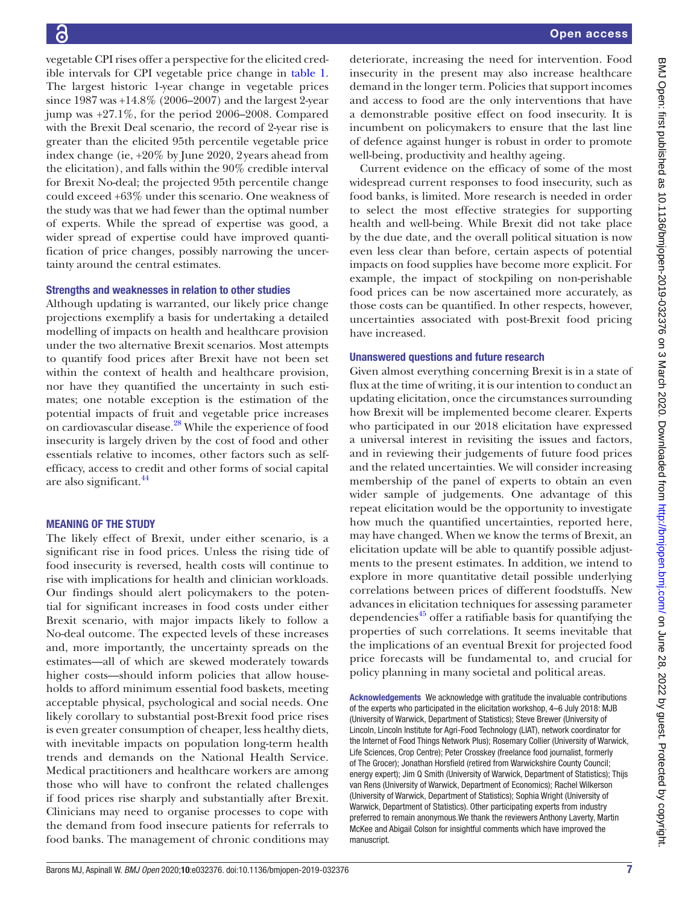vegetable CPI rises offer a perspective for the elicited credible intervals for CPI vegetable price change in table 1. The largest historic 1-year change in vegetable prices since 1987 was +14.8% (2006–2007) and the largest 2-year jump was +27.1%, for the period 2006–2008. Compared with the Brexit Deal scenario, the record of 2-year rise is greater than the elicited 95th percentile vegetable price index change (ie, +20% by June 2020, 2 years ahead from the elicitation), and falls within the 90% credible interval for Brexit No-deal; the projected 95th percentile change could exceed +63% under this scenario. One weakness of the study was that we had fewer than the optimal number of experts. While the spread of expertise was good, a wider spread of expertise could have improved quantification of price changes, possibly narrowing the uncertainty around the central estimates.

### Strengths and weaknesses in relation to other studies

Although updating is warranted, our likely price change projections exemplify a basis for undertaking a detailed modelling of impacts on health and healthcare provision under the two alternative Brexit scenarios. Most attempts to quantify food prices after Brexit have not been set within the context of health and healthcare provision, nor have they quantified the uncertainty in such estimates; one notable exception is the estimation of the potential impacts of fruit and vegetable price increases on cardiovascular disease.[28] While the experience of food insecurity is largely driven by the cost of food and other essentials relative to incomes, other factors such as self-efficacy, access to credit and other forms of social capital are also significant.[44]

## MEANING OF THE STUDY

The likely effect of Brexit, under either scenario, is a significant rise in food prices. Unless the rising tide of food insecurity is reversed, health costs will continue to rise with implications for health and clinician workloads. Our findings should alert policymakers to the potential for significant increases in food costs under either Brexit scenario, with major impacts likely to follow a No-deal outcome. The expected levels of these increases and, more importantly, the uncertainty spreads on the estimates—all of which are skewed moderately towards higher costs—should inform policies that allow households to afford minimum essential food baskets, meeting acceptable physical, psychological and social needs. One likely corollary to substantial post-Brexit food price rises is even greater consumption of cheaper, less healthy diets, with inevitable impacts on population long-term health trends and demands on the National Health Service. Medical practitioners and healthcare workers are among those who will have to confront the related challenges if food prices rise sharply and substantially after Brexit. Clinicians may need to organise processes to cope with the demand from food insecure patients for referrals to food banks. The management of chronic conditions may deteriorate, increasing the need for intervention. Food insecurity in the present may also increase healthcare demand in the longer term. Policies that support incomes and access to food are the only interventions that have a demonstrable positive effect on food insecurity. It is incumbent on policymakers to ensure that the last line of defence against hunger is robust in order to promote well-being, productivity and healthy ageing.

Current evidence on the efficacy of some of the most widespread current responses to food insecurity, such as food banks, is limited. More research is needed in order to select the most effective strategies for supporting health and well-being. While Brexit did not take place by the due date, and the overall political situation is now even less clear than before, certain aspects of potential impacts on food supplies have become more explicit. For example, the impact of stockpiling on non-perishable food prices can be now ascertained more accurately, as those costs can be quantified. In other respects, however, uncertainties associated with post-Brexit food pricing have increased.

### Unanswered questions and future research

Given almost everything concerning Brexit is in a state of flux at the time of writing, it is our intention to conduct an updating elicitation, once the circumstances surrounding how Brexit will be implemented become clearer. Experts who participated in our 2018 elicitation have expressed a universal interest in revisiting the issues and factors, and in reviewing their judgements of future food prices and the related uncertainties. We will consider increasing membership of the panel of experts to obtain an even wider sample of judgements. One advantage of this repeat elicitation would be the opportunity to investigate how much the quantified uncertainties, reported here, may have changed. When we know the terms of Brexit, an elicitation update will be able to quantify possible adjustments to the present estimates. In addition, we intend to explore in more quantitative detail possible underlying correlations between prices of different foodstuffs. New advances in elicitation techniques for assessing parameter dependencies[45] offer a ratifiable basis for quantifying the properties of such correlations. It seems inevitable that the implications of an eventual Brexit for projected food price forecasts will be fundamental to, and crucial for policy planning in many societal and political areas.

**Acknowledgements** We acknowledge with gratitude the invaluable contributions of the experts who participated in the elicitation workshop, 4–6 July 2018: MJB (University of Warwick, Department of Statistics); Steve Brewer (University of Lincoln, Lincoln Institute for Agri-Food Technology (LIAT), network coordinator for the Internet of Food Things Network Plus); Rosemary Collier (University of Warwick, Life Sciences, Crop Centre); Peter Crosskey (freelance food journalist, formerly of The Grocer); Jonathan Horsfield (retired from Warwickshire County Council; energy expert); Jim Q Smith (University of Warwick, Department of Statistics); Thijs van Rens (University of Warwick, Department of Economics); Rachel Wilkerson (University of Warwick, Department of Statistics); Sophia Wright (University of Warwick, Department of Statistics). Other participating experts from industry preferred to remain anonymous.We thank the reviewers Anthony Laverty, Martin McKee and Abigail Colson for insightful comments which have improved the manuscript.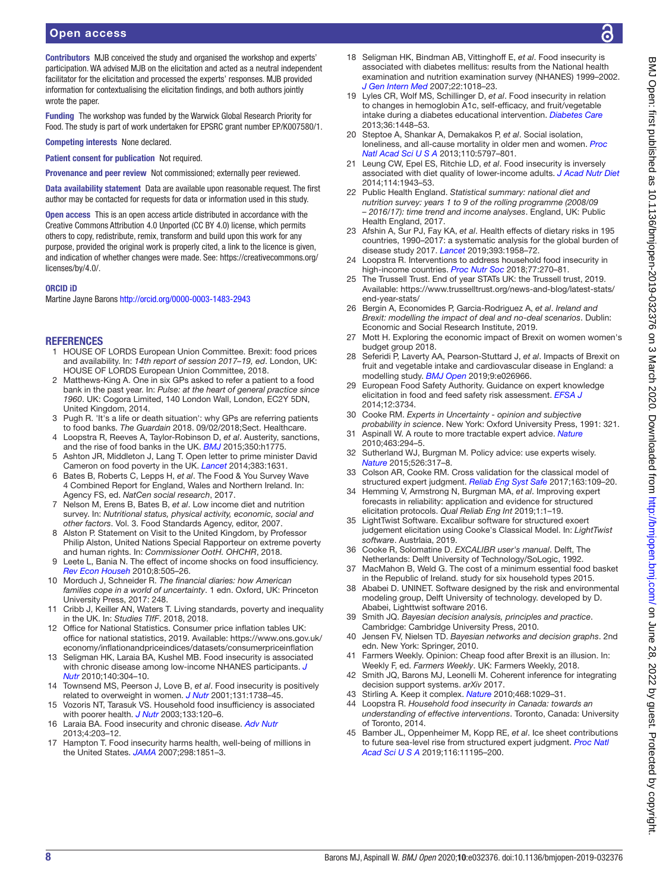**Contributors** MJB conceived the study and organised the workshop and experts' participation. WA advised MJB on the elicitation and acted as a neutral independent facilitator for the elicitation and processed the experts' responses. MJB provided information for contextualising the elicitation findings, and both authors jointly wrote the paper.

**Funding** The workshop was funded by the Warwick Global Research Priority for Food. The study is part of work undertaken for EPSRC grant number EP/K007580/1.

**Competing interests** None declared.

**Patient consent for publication** Not required.

**Provenance and peer review** Not commissioned; externally peer reviewed.

**Data availability statement** Data are available upon reasonable request. The first author may be contacted for requests for data or information used in this study.

**Open access** This is an open access article distributed in accordance with the Creative Commons Attribution 4.0 Unported (CC BY 4.0) license, which permits others to copy, redistribute, remix, transform and build upon this work for any purpose, provided the original work is properly cited, a link to the licence is given, and indication of whether changes were made. See: https://creativecommons.org/licenses/by/4.0/.

**ORCID iD**

Martine Jayne Barons http://orcid.org/0000-0003-1483-2943

## REFERENCES

1. HOUSE OF LORDS European Union Committee. Brexit: food prices and availability. In: *14th report of session 2017–19, ed*. London, UK: HOUSE OF LORDS European Union Committee, 2018.
2. Matthews-King A. One in six GPs asked to refer a patient to a food bank in the past year. In: *Pulse: at the heart of general practice since 1960*. UK: Cogora Limited, 140 London Wall, London, EC2Y 5DN, United Kingdom, 2014.
3. Pugh R. 'It's a life or death situation': why GPs are referring patients to food banks. *The Guardian* 2018. 09/02/2018;Sect. Healthcare.
4. Loopstra R, Reeves A, Taylor-Robinson D, *et al*. Austerity, sanctions, and the rise of food banks in the UK. *BMJ* 2015;350:h1775.
5. Ashton JR, Middleton J, Lang T. Open letter to prime minister David Cameron on food poverty in the UK. *Lancet* 2014;383:1631.
6. Bates B, Roberts C, Lepps H, *et al*. The Food & You Survey Wave 4 Combined Report for England, Wales and Northern Ireland. In: Agency FS, ed. *NatCen social research*, 2017.
7. Nelson M, Erens B, Bates B, *et al*. Low income diet and nutrition survey. In: *Nutritional status, physical activity, economic, social and other factors*. Vol. 3. Food Standards Agency, editor, 2007.
8. Alston P. Statement on Visit to the United Kingdom, by Professor Philip Alston, United Nations Special Rapporteur on extreme poverty and human rights. In: *Commissioner OotH. OHCHR*, 2018.
9. Leete L, Bania N. The effect of income shocks on food insufficiency. *Rev Econ Househ* 2010;8:505–26.
10. Morduch J, Schneider R. *The financial diaries: how American families cope in a world of uncertainty*. 1 edn. Oxford, UK: Princeton University Press, 2017: 248.
11. Cribb J, Keiller AN, Waters T. Living standards, poverty and inequality in the UK. In: *Studies TIfF*. 2018, 2018.
12. Office for National Statistics. Consumer price inflation tables UK: office for national statistics, 2019. Available: https://www.ons.gov.uk/economy/inflationandpriceindices/datasets/consumerpriceinflation
13. Seligman HK, Laraia BA, Kushel MB. Food insecurity is associated with chronic disease among low-income NHANES participants. *J Nutr* 2010;140:304–10.
14. Townsend MS, Peerson J, Love B, *et al*. Food insecurity is positively related to overweight in women. *J Nutr* 2001;131:1738–45.
15. Vozoris NT, Tarasuk VS. Household food insufficiency is associated with poorer health. *J Nutr* 2003;133:120–6.
16. Laraia BA. Food insecurity and chronic disease. *Adv Nutr* 2013;4:203–12.
17. Hampton T. Food insecurity harms health, well-being of millions in the United States. *JAMA* 2007;298:1851–3.
18. Seligman HK, Bindman AB, Vittinghoff E, *et al*. Food insecurity is associated with diabetes mellitus: results from the National health examination and nutrition examination survey (NHANES) 1999–2002. *J Gen Intern Med* 2007;22:1018–23.
19. Lyles CR, Wolf MS, Schillinger D, *et al*. Food insecurity in relation to changes in hemoglobin A1c, self-efficacy, and fruit/vegetable intake during a diabetes educational intervention. *Diabetes Care* 2013;36:1448–53.
20. Steptoe A, Shankar A, Demakakos P, *et al*. Social isolation, loneliness, and all-cause mortality in older men and women. *Proc Natl Acad Sci U S A* 2013;110:5797–801.
21. Leung CW, Epel ES, Ritchie LD, *et al*. Food insecurity is inversely associated with diet quality of lower-income adults. *J Acad Nutr Diet* 2014;114:1943–53.
22. Public Health England. *Statistical summary: national diet and nutrition survey: years 1 to 9 of the rolling programme (2008/09 – 2016/17): time trend and income analyses*. England, UK: Public Health England, 2017.
23. Afshin A, Sur PJ, Fay KA, *et al*. Health effects of dietary risks in 195 countries, 1990–2017: a systematic analysis for the global burden of disease study 2017. *Lancet* 2019;393:1958–72.
24. Loopstra R. Interventions to address household food insecurity in high-income countries. *Proc Nutr Soc* 2018;77:270–81.
25. The Trussell Trust. End of year STATs UK: the Trussell trust, 2019. Available: https://www.trusselltrust.org/news-and-blog/latest-stats/end-year-stats/
26. Bergin A, Economides P, Garcia-Rodriguez A, *et al*. *Ireland and Brexit: modelling the impact of deal and no-deal scenarios*. Dublin: Economic and Social Research Institute, 2019.
27. Mott H. Exploring the economic impact of Brexit on women women's budget group 2018.
28. Seferidi P, Laverty AA, Pearson-Stuttard J, *et al*. Impacts of Brexit on fruit and vegetable intake and cardiovascular disease in England: a modelling study. *BMJ Open* 2019;9:e026966.
29. European Food Safety Authority. Guidance on expert knowledge elicitation in food and feed safety risk assessment. *EFSA J* 2014;12:3734.
30. Cooke RM. *Experts in Uncertainty - opinion and subjective probability in science*. New York: Oxford University Press, 1991: 321.
31. Aspinall W. A route to more tractable expert advice. *Nature* 2010;463:294–5.
32. Sutherland WJ, Burgman M. Policy advice: use experts wisely. *Nature* 2015;526:317–8.
33. Colson AR, Cooke RM. Cross validation for the classical model of structured expert judgment. *Reliab Eng Syst Safe* 2017;163:109–20.
34. Hemming V, Armstrong N, Burgman MA, *et al*. Improving expert forecasts in reliability: application and evidence for structured elicitation protocols. *Qual Reliab Eng Int* 2019;1:1–19.
35. LightTwist Software. Excalibur software for structured exoert judgement elicitation using Cooke's Classical Model. In: *LightTwist software*. Austrlaia, 2019.
36. Cooke R, Solomatine D. *EXCALIBR user's manual*. Delft, The Netherlands: Delft University of Technology/SoLogic, 1992.
37. MacMahon B, Weld G. The cost of a minimum essential food basket in the Republic of Ireland. study for six household types 2015.
38. Ababei D. UNINET. Software designed by the risk and environmental modeling group, Delft University of technology. developed by D. Ababei, Lighttwist software 2016.
39. Smith JQ. *Bayesian decision analysis, principles and practice*. Cambridge: Cambridge University Press, 2010.
40. Jensen FV, Nielsen TD. *Bayesian networks and decision graphs*. 2nd edn. New York: Springer, 2010.
41. Farmers Weekly. Opinion: Cheap food after Brexit is an illusion. In: Weekly F, ed. *Farmers Weekly*. UK: Farmers Weekly, 2018.
42. Smith JQ, Barons MJ, Leonelli M. Coherent inference for integrating decision support systems. *arXiv* 2017.
43. Stirling A. Keep it complex. *Nature* 2010;468:1029–31.
44. Loopstra R. *Household food insecurity in Canada: towards an understanding of effective interventions*. Toronto, Canada: University of Toronto, 2014.
45. Bamber JL, Oppenheimer M, Kopp RE, *et al*. Ice sheet contributions to future sea-level rise from structured expert judgment. *Proc Natl Acad Sci U S A* 2019;116:11195–200.